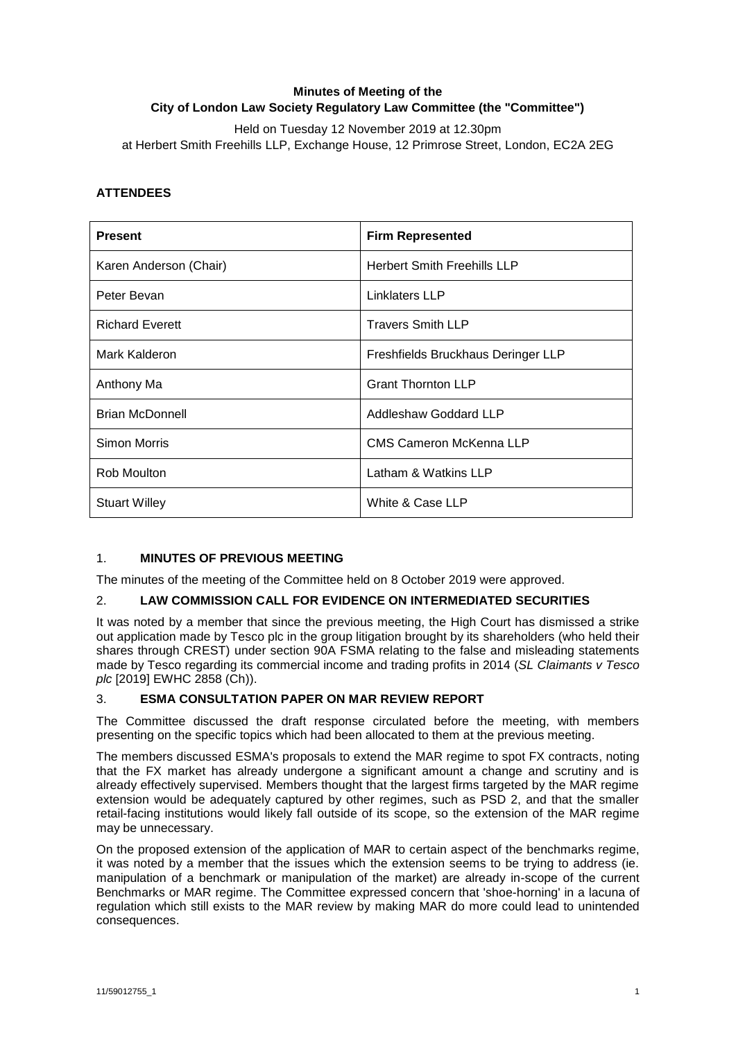**Minutes of Meeting of the**
**City of London Law Society Regulatory Law Committee (the "Committee")**

Held on Tuesday 12 November 2019 at 12.30pm
at Herbert Smith Freehills LLP, Exchange House, 12 Primrose Street, London, EC2A 2EG

**ATTENDEES**

| **Present** | **Firm Represented** |
|---|---|
| Karen Anderson (Chair) | Herbert Smith Freehills LLP |
| Peter Bevan | Linklaters LLP |
| Richard Everett | Travers Smith LLP |
| Mark Kalderon | Freshfields Bruckhaus Deringer LLP |
| Anthony Ma | Grant Thornton LLP |
| Brian McDonnell | Addleshaw Goddard LLP |
| Simon Morris | CMS Cameron McKenna LLP |
| Rob Moulton | Latham & Watkins LLP |
| Stuart Willey | White & Case LLP |

## 1. MINUTES OF PREVIOUS MEETING

The minutes of the meeting of the Committee held on 8 October 2019 were approved.

## 2. LAW COMMISSION CALL FOR EVIDENCE ON INTERMEDIATED SECURITIES

It was noted by a member that since the previous meeting, the High Court has dismissed a strike out application made by Tesco plc in the group litigation brought by its shareholders (who held their shares through CREST) under section 90A FSMA relating to the false and misleading statements made by Tesco regarding its commercial income and trading profits in 2014 (*SL Claimants v Tesco plc* [2019] EWHC 2858 (Ch)).

## 3. ESMA CONSULTATION PAPER ON MAR REVIEW REPORT

The Committee discussed the draft response circulated before the meeting, with members presenting on the specific topics which had been allocated to them at the previous meeting.

The members discussed ESMA's proposals to extend the MAR regime to spot FX contracts, noting that the FX market has already undergone a significant amount a change and scrutiny and is already effectively supervised. Members thought that the largest firms targeted by the MAR regime extension would be adequately captured by other regimes, such as PSD 2, and that the smaller retail-facing institutions would likely fall outside of its scope, so the extension of the MAR regime may be unnecessary.

On the proposed extension of the application of MAR to certain aspect of the benchmarks regime, it was noted by a member that the issues which the extension seems to be trying to address (ie. manipulation of a benchmark or manipulation of the market) are already in-scope of the current Benchmarks or MAR regime. The Committee expressed concern that 'shoe-horning' in a lacuna of regulation which still exists to the MAR review by making MAR do more could lead to unintended consequences.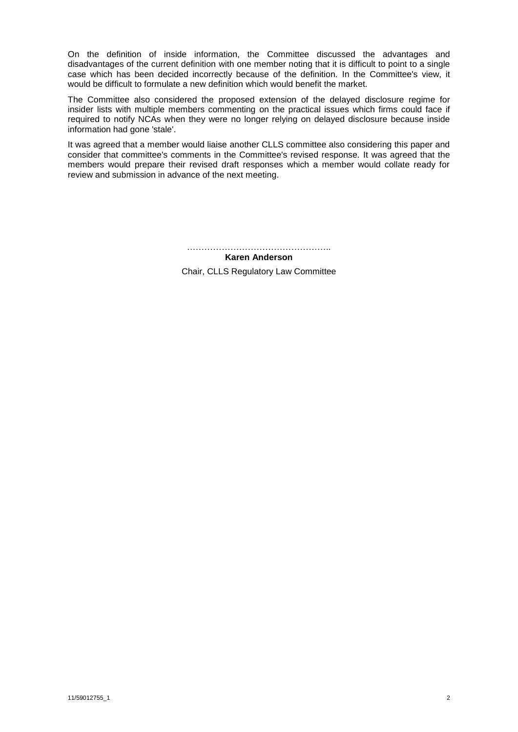On the definition of inside information, the Committee discussed the advantages and disadvantages of the current definition with one member noting that it is difficult to point to a single case which has been decided incorrectly because of the definition. In the Committee's view, it would be difficult to formulate a new definition which would benefit the market.

The Committee also considered the proposed extension of the delayed disclosure regime for insider lists with multiple members commenting on the practical issues which firms could face if required to notify NCAs when they were no longer relying on delayed disclosure because inside information had gone 'stale'.

It was agreed that a member would liaise another CLLS committee also considering this paper and consider that committee's comments in the Committee's revised response. It was agreed that the members would prepare their revised draft responses which a member would collate ready for review and submission in advance of the next meeting.

…………………………………………..

**Karen Anderson**

Chair, CLLS Regulatory Law Committee

11/59012755_1